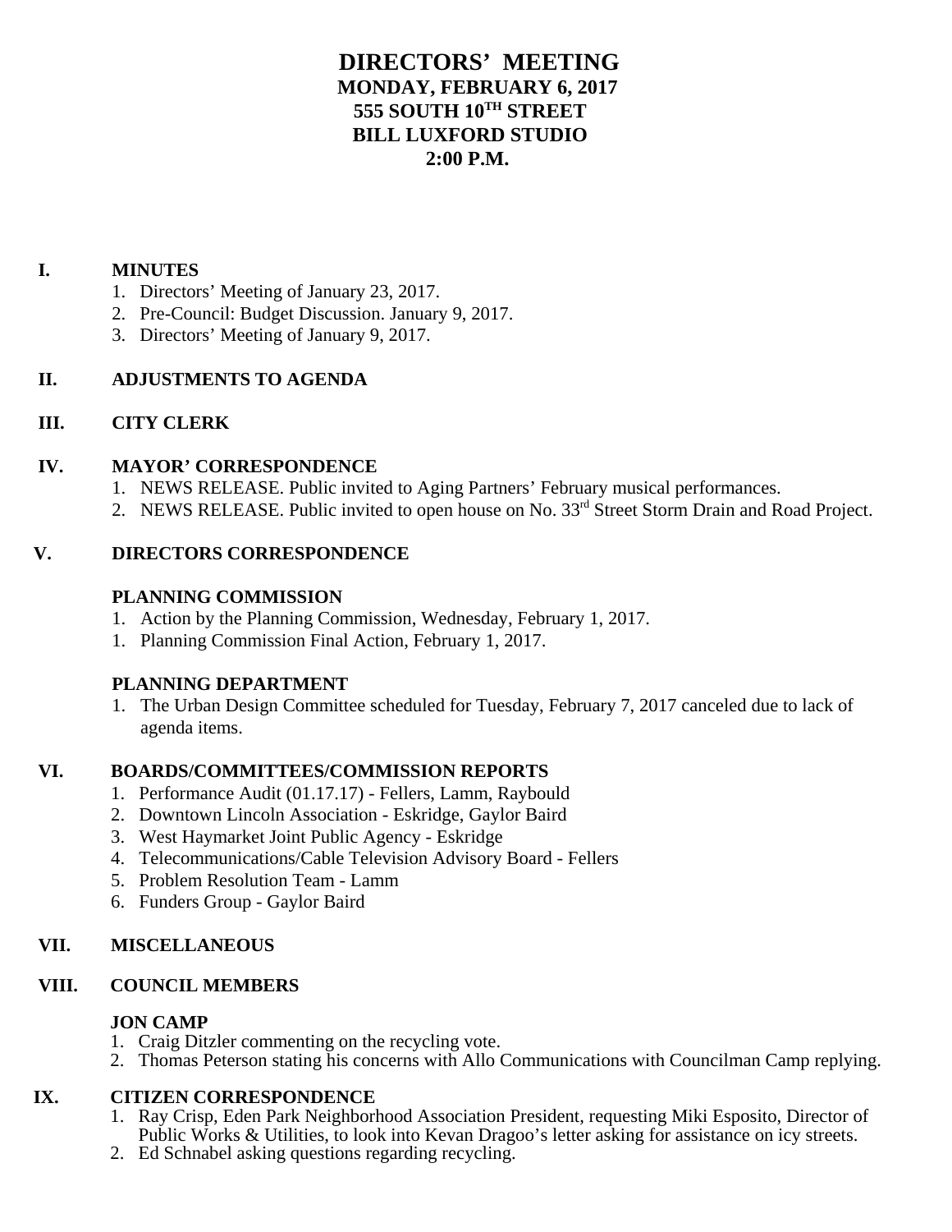# DIRECTORS' MEETING
## MONDAY, FEBRUARY 6, 2017
## 555 SOUTH 10TH STREET
## BILL LUXFORD STUDIO
## 2:00 P.M.

**I. MINUTES**

1. Directors' Meeting of January 23, 2017.
2. Pre-Council: Budget Discussion. January 9, 2017.
3. Directors' Meeting of January 9, 2017.

**II. ADJUSTMENTS TO AGENDA**

**III. CITY CLERK**

**IV. MAYOR' CORRESPONDENCE**

1. NEWS RELEASE. Public invited to Aging Partners' February musical performances.
2. NEWS RELEASE. Public invited to open house on No. 33rd Street Storm Drain and Road Project.

**V. DIRECTORS CORRESPONDENCE**

**PLANNING COMMISSION**

1. Action by the Planning Commission, Wednesday, February 1, 2017.
1. Planning Commission Final Action, February 1, 2017.

**PLANNING DEPARTMENT**

1. The Urban Design Committee scheduled for Tuesday, February 7, 2017 canceled due to lack of agenda items.

**VI. BOARDS/COMMITTEES/COMMISSION REPORTS**

1. Performance Audit (01.17.17) - Fellers, Lamm, Raybould
2. Downtown Lincoln Association - Eskridge, Gaylor Baird
3. West Haymarket Joint Public Agency - Eskridge
4. Telecommunications/Cable Television Advisory Board - Fellers
5. Problem Resolution Team - Lamm
6. Funders Group - Gaylor Baird

**VII. MISCELLANEOUS**

**VIII. COUNCIL MEMBERS**

**JON CAMP**

1. Craig Ditzler commenting on the recycling vote.
2. Thomas Peterson stating his concerns with Allo Communications with Councilman Camp replying.

**IX. CITIZEN CORRESPONDENCE**

1. Ray Crisp, Eden Park Neighborhood Association President, requesting Miki Esposito, Director of Public Works & Utilities, to look into Kevan Dragoo's letter asking for assistance on icy streets.
2. Ed Schnabel asking questions regarding recycling.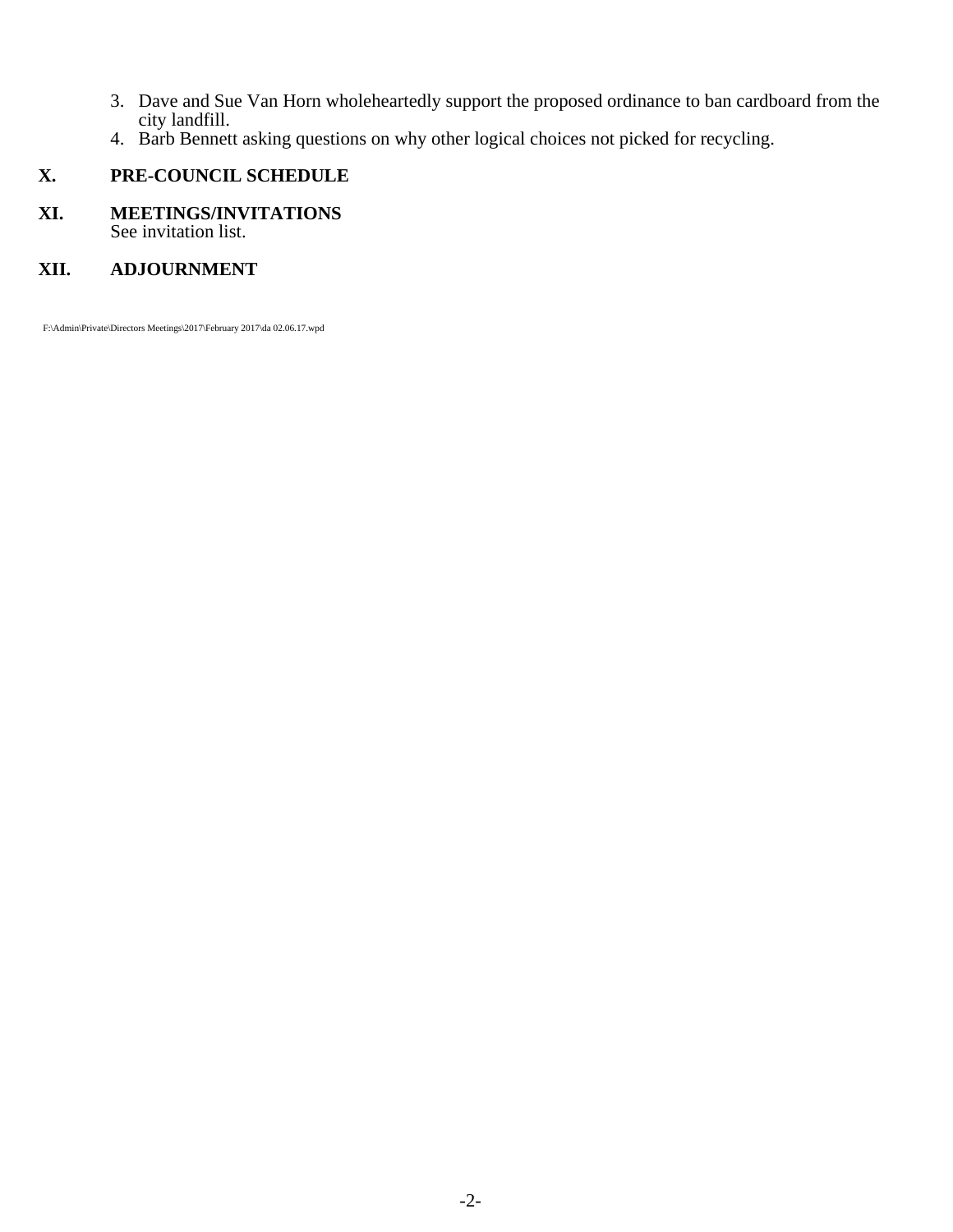3. Dave and Sue Van Horn wholeheartedly support the proposed ordinance to ban cardboard from the city landfill.
4. Barb Bennett asking questions on why other logical choices not picked for recycling.

## X. PRE-COUNCIL SCHEDULE

## XI. MEETINGS/INVITATIONS

See invitation list.

## XII. ADJOURNMENT

F:\Admin\Private\Directors Meetings\2017\February 2017\da 02.06.17.wpd